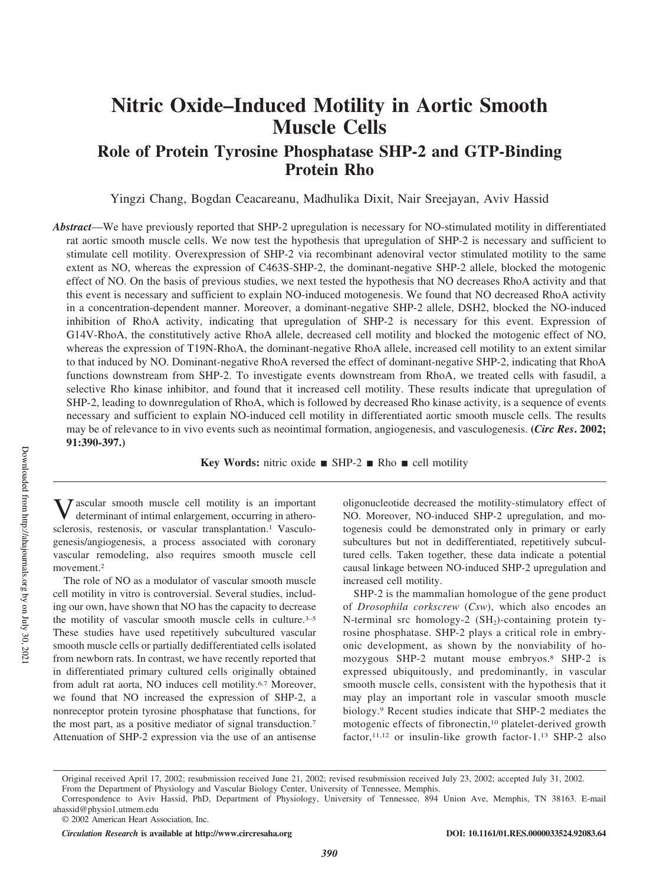# Nitric Oxide–Induced Motility in Aortic Smooth Muscle Cells

## Role of Protein Tyrosine Phosphatase SHP-2 and GTP-Binding Protein Rho

Yingzi Chang, Bogdan Ceacareanu, Madhulika Dixit, Nair Sreejayan, Aviv Hassid

***Abstract***—We have previously reported that SHP-2 upregulation is necessary for NO-stimulated motility in differentiated rat aortic smooth muscle cells. We now test the hypothesis that upregulation of SHP-2 is necessary and sufficient to stimulate cell motility. Overexpression of SHP-2 via recombinant adenoviral vector stimulated motility to the same extent as NO, whereas the expression of C463S-SHP-2, the dominant-negative SHP-2 allele, blocked the motogenic effect of NO. On the basis of previous studies, we next tested the hypothesis that NO decreases RhoA activity and that this event is necessary and sufficient to explain NO-induced motogenesis. We found that NO decreased RhoA activity in a concentration-dependent manner. Moreover, a dominant-negative SHP-2 allele, DSH2, blocked the NO-induced inhibition of RhoA activity, indicating that upregulation of SHP-2 is necessary for this event. Expression of G14V-RhoA, the constitutively active RhoA allele, decreased cell motility and blocked the motogenic effect of NO, whereas the expression of T19N-RhoA, the dominant-negative RhoA allele, increased cell motility to an extent similar to that induced by NO. Dominant-negative RhoA reversed the effect of dominant-negative SHP-2, indicating that RhoA functions downstream from SHP-2. To investigate events downstream from RhoA, we treated cells with fasudil, a selective Rho kinase inhibitor, and found that it increased cell motility. These results indicate that upregulation of SHP-2, leading to downregulation of RhoA, which is followed by decreased Rho kinase activity, is a sequence of events necessary and sufficient to explain NO-induced cell motility in differentiated aortic smooth muscle cells. The results may be of relevance to in vivo events such as neointimal formation, angiogenesis, and vasculogenesis. **(*Circ Res*. 2002; 91:390-397.)**

**Key Words:** nitric oxide ■ SHP-2 ■ Rho ■ cell motility

Vascular smooth muscle cell motility is an important determinant of intimal enlargement, occurring in atherosclerosis, restenosis, or vascular transplantation.[1] Vasculogenesis/angiogenesis, a process associated with coronary vascular remodeling, also requires smooth muscle cell movement.[2]

The role of NO as a modulator of vascular smooth muscle cell motility in vitro is controversial. Several studies, including our own, have shown that NO has the capacity to decrease the motility of vascular smooth muscle cells in culture.[3–5] These studies have used repetitively subcultured vascular smooth muscle cells or partially dedifferentiated cells isolated from newborn rats. In contrast, we have recently reported that in differentiated primary cultured cells originally obtained from adult rat aorta, NO induces cell motility.[6,7] Moreover, we found that NO increased the expression of SHP-2, a nonreceptor protein tyrosine phosphatase that functions, for the most part, as a positive mediator of signal transduction.[7] Attenuation of SHP-2 expression via the use of an antisense oligonucleotide decreased the motility-stimulatory effect of NO. Moreover, NO-induced SHP-2 upregulation, and motogenesis could be demonstrated only in primary or early subcultures but not in dedifferentiated, repetitively subcultured cells. Taken together, these data indicate a potential causal linkage between NO-induced SHP-2 upregulation and increased cell motility.

SHP-2 is the mammalian homologue of the gene product of *Drosophila corkscrew* (*Csw*), which also encodes an N-terminal src homology-2 ($SH_2$)-containing protein tyrosine phosphatase. SHP-2 plays a critical role in embryonic development, as shown by the nonviability of homozygous SHP-2 mutant mouse embryos.[8] SHP-2 is expressed ubiquitously, and predominantly, in vascular smooth muscle cells, consistent with the hypothesis that it may play an important role in vascular smooth muscle biology.[9] Recent studies indicate that SHP-2 mediates the motogenic effects of fibronectin,[10] platelet-derived growth factor,[11,12] or insulin-like growth factor-1.[13] SHP-2 also

Original received April 17, 2002; resubmission received June 21, 2002; revised resubmission received July 23, 2002; accepted July 31, 2002.

From the Department of Physiology and Vascular Biology Center, University of Tennessee, Memphis.

Correspondence to Aviv Hassid, PhD, Department of Physiology, University of Tennessee, 894 Union Ave, Memphis, TN 38163. E-mail ahassid@physio1.utmem.edu

© 2002 American Heart Association, Inc.

*Circulation Research* **is available at http://www.circresaha.org** **DOI: 10.1161/01.RES.0000033524.92083.64**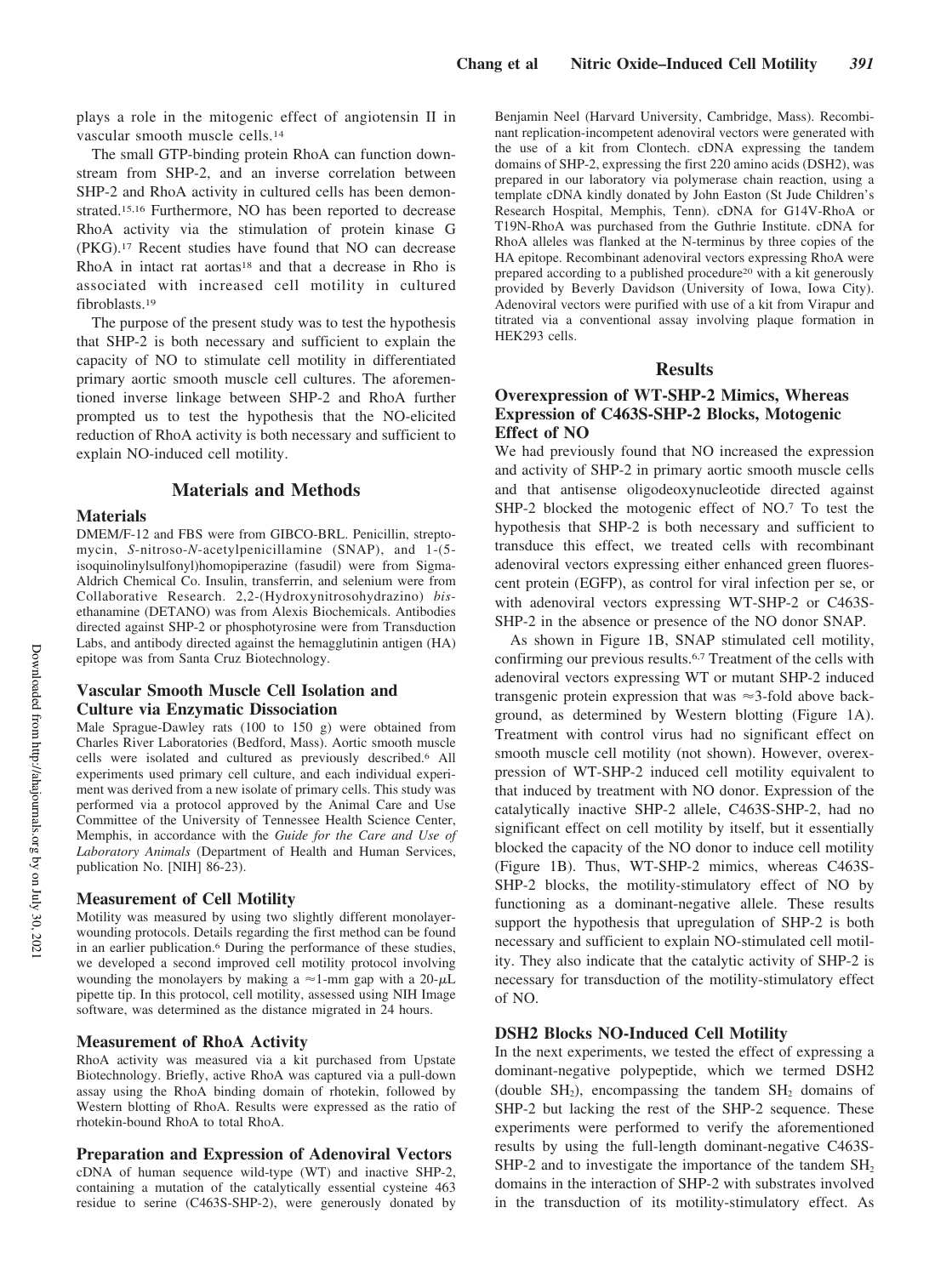plays a role in the mitogenic effect of angiotensin II in vascular smooth muscle cells.[14]

The small GTP-binding protein RhoA can function downstream from SHP-2, and an inverse correlation between SHP-2 and RhoA activity in cultured cells has been demonstrated.[15,16] Furthermore, NO has been reported to decrease RhoA activity via the stimulation of protein kinase G (PKG).[17] Recent studies have found that NO can decrease RhoA in intact rat aortas[18] and that a decrease in Rho is associated with increased cell motility in cultured fibroblasts.[19]

The purpose of the present study was to test the hypothesis that SHP-2 is both necessary and sufficient to explain the capacity of NO to stimulate cell motility in differentiated primary aortic smooth muscle cell cultures. The aforementioned inverse linkage between SHP-2 and RhoA further prompted us to test the hypothesis that the NO-elicited reduction of RhoA activity is both necessary and sufficient to explain NO-induced cell motility.

## Materials and Methods

### Materials

DMEM/F-12 and FBS were from GIBCO-BRL. Penicillin, streptomycin, *S*-nitroso-*N*-acetylpenicillamine (SNAP), and 1-(5-isoquinolinylsulfonyl)homopiperazine (fasudil) were from Sigma-Aldrich Chemical Co. Insulin, transferrin, and selenium were from Collaborative Research. 2,2-(Hydroxynitrosohydrazino) *bis*-ethanamine (DETANO) was from Alexis Biochemicals. Antibodies directed against SHP-2 or phosphotyrosine were from Transduction Labs, and antibody directed against the hemagglutinin antigen (HA) epitope was from Santa Cruz Biotechnology.

### Vascular Smooth Muscle Cell Isolation and Culture via Enzymatic Dissociation

Male Sprague-Dawley rats (100 to 150 g) were obtained from Charles River Laboratories (Bedford, Mass). Aortic smooth muscle cells were isolated and cultured as previously described.[6] All experiments used primary cell culture, and each individual experiment was derived from a new isolate of primary cells. This study was performed via a protocol approved by the Animal Care and Use Committee of the University of Tennessee Health Science Center, Memphis, in accordance with the *Guide for the Care and Use of Laboratory Animals* (Department of Health and Human Services, publication No. [NIH] 86-23).

### Measurement of Cell Motility

Motility was measured by using two slightly different monolayer-wounding protocols. Details regarding the first method can be found in an earlier publication.[6] During the performance of these studies, we developed a second improved cell motility protocol involving wounding the monolayers by making a ≈1-mm gap with a 20-μL pipette tip. In this protocol, cell motility, assessed using NIH Image software, was determined as the distance migrated in 24 hours.

### Measurement of RhoA Activity

RhoA activity was measured via a kit purchased from Upstate Biotechnology. Briefly, active RhoA was captured via a pull-down assay using the RhoA binding domain of rhotekin, followed by Western blotting of RhoA. Results were expressed as the ratio of rhotekin-bound RhoA to total RhoA.

### Preparation and Expression of Adenoviral Vectors

cDNA of human sequence wild-type (WT) and inactive SHP-2, containing a mutation of the catalytically essential cysteine 463 residue to serine (C463S-SHP-2), were generously donated by Benjamin Neel (Harvard University, Cambridge, Mass). Recombinant replication-incompetent adenoviral vectors were generated with the use of a kit from Clontech. cDNA expressing the tandem domains of SHP-2, expressing the first 220 amino acids (DSH2), was prepared in our laboratory via polymerase chain reaction, using a template cDNA kindly donated by John Easton (St Jude Children's Research Hospital, Memphis, Tenn). cDNA for G14V-RhoA or T19N-RhoA was purchased from the Guthrie Institute. cDNA for RhoA alleles was flanked at the N-terminus by three copies of the HA epitope. Recombinant adenoviral vectors expressing RhoA were prepared according to a published procedure[20] with a kit generously provided by Beverly Davidson (University of Iowa, Iowa City). Adenoviral vectors were purified with use of a kit from Virapur and titrated via a conventional assay involving plaque formation in HEK293 cells.

## Results

### Overexpression of WT-SHP-2 Mimics, Whereas Expression of C463S-SHP-2 Blocks, Motogenic Effect of NO

We had previously found that NO increased the expression and activity of SHP-2 in primary aortic smooth muscle cells and that antisense oligodeoxynucleotide directed against SHP-2 blocked the mitogenic effect of NO.[7] To test the hypothesis that SHP-2 is both necessary and sufficient to transduce this effect, we treated cells with recombinant adenoviral vectors expressing either enhanced green fluorescent protein (EGFP), as control for viral infection per se, or with adenoviral vectors expressing WT-SHP-2 or C463S-SHP-2 in the absence or presence of the NO donor SNAP.

As shown in Figure 1B, SNAP stimulated cell motility, confirming our previous results.[6,7] Treatment of the cells with adenoviral vectors expressing WT or mutant SHP-2 induced transgenic protein expression that was ≈3-fold above background, as determined by Western blotting (Figure 1A). Treatment with control virus had no significant effect on smooth muscle cell motility (not shown). However, overexpression of WT-SHP-2 induced cell motility equivalent to that induced by treatment with NO donor. Expression of the catalytically inactive SHP-2 allele, C463S-SHP-2, had no significant effect on cell motility by itself, but it essentially blocked the capacity of the NO donor to induce cell motility (Figure 1B). Thus, WT-SHP-2 mimics, whereas C463S-SHP-2 blocks, the motility-stimulatory effect of NO by functioning as a dominant-negative allele. These results support the hypothesis that upregulation of SHP-2 is both necessary and sufficient to explain NO-stimulated cell motility. They also indicate that the catalytic activity of SHP-2 is necessary for transduction of the motility-stimulatory effect of NO.

### DSH2 Blocks NO-Induced Cell Motility

In the next experiments, we tested the effect of expressing a dominant-negative polypeptide, which we termed DSH2 (double $SH_2$), encompassing the tandem $SH_2$ domains of SHP-2 but lacking the rest of the SHP-2 sequence. These experiments were performed to verify the aforementioned results by using the full-length dominant-negative C463S-SHP-2 and to investigate the importance of the tandem $SH_2$ domains in the interaction of SHP-2 with substrates involved in the transduction of its motility-stimulatory effect. As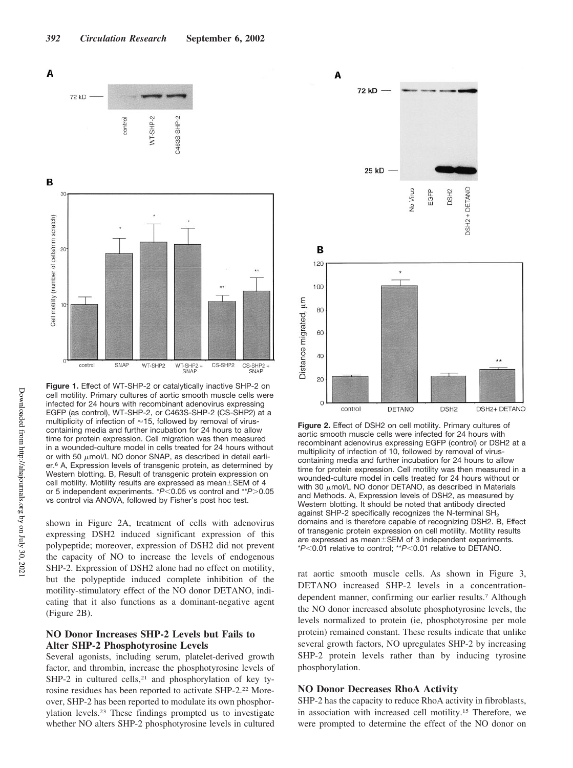**Figure 1.** Effect of WT-SHP-2 or catalytically inactive SHP-2 on cell motility. Primary cultures of aortic smooth muscle cells were infected for 24 hours with recombinant adenovirus expressing EGFP (as control), WT-SHP-2, or C463S-SHP-2 (CS-SHP2) at a multiplicity of infection of ≈15, followed by removal of virus-containing media and further incubation for 24 hours to allow time for protein expression. Cell migration was then measured in a wounded-culture model in cells treated for 24 hours without or with 50 μmol/L NO donor SNAP, as described in detail earlier.[6] A, Expression levels of transgenic protein, as determined by Western blotting. B, Result of transgenic protein expression on cell motility. Motility results are expressed as mean±SEM of 4 or 5 independent experiments. \*$P<0.05$ vs control and \*\*$P>0.05$ vs control via ANOVA, followed by Fisher's post hoc test.

shown in Figure 2A, treatment of cells with adenovirus expressing DSH2 induced significant expression of this polypeptide; moreover, expression of DSH2 did not prevent the capacity of NO to increase the levels of endogenous SHP-2. Expression of DSH2 alone had no effect on motility, but the polypeptide induced complete inhibition of the motility-stimulatory effect of the NO donor DETANO, indicating that it also functions as a dominant-negative agent (Figure 2B).

## NO Donor Increases SHP-2 Levels but Fails to Alter SHP-2 Phosphotyrosine Levels

Several agonists, including serum, platelet-derived growth factor, and thrombin, increase the phosphotyrosine levels of SHP-2 in cultured cells,[21] and phosphorylation of key tyrosine residues has been reported to activate SHP-2.[22] Moreover, SHP-2 has been reported to modulate its own phosphorylation levels.[23] These findings prompted us to investigate whether NO alters SHP-2 phosphotyrosine levels in cultured rat aortic smooth muscle cells. As shown in Figure 3, DETANO increased SHP-2 levels in a concentration-dependent manner, confirming our earlier results.[7] Although the NO donor increased absolute phosphotyrosine levels, the levels normalized to protein (ie, phosphotyrosine per mole protein) remained constant. These results indicate that unlike several growth factors, NO upregulates SHP-2 by increasing SHP-2 protein levels rather than by inducing tyrosine phosphorylation.

**Figure 2.** Effect of DSH2 on cell motility. Primary cultures of aortic smooth muscle cells were infected for 24 hours with recombinant adenovirus expressing EGFP (control) or DSH2 at a multiplicity of infection of 10, followed by removal of virus-containing media and further incubation for 24 hours to allow time for protein expression. Cell motility was then measured in a wounded-culture model in cells treated for 24 hours without or with 30 μmol/L NO donor DETANO, as described in Materials and Methods. A, Expression levels of DSH2, as measured by Western blotting. It should be noted that antibody directed against SHP-2 specifically recognizes the N-terminal $SH_2$ domains and is therefore capable of recognizing DSH2. B, Effect of transgenic protein expression on cell motility. Motility results are expressed as mean±SEM of 3 independent experiments. \*$P<0.01$ relative to control; \*\*$P<0.01$ relative to DETANO.

## NO Donor Decreases RhoA Activity

SHP-2 has the capacity to reduce RhoA activity in fibroblasts, in association with increased cell motility.[15] Therefore, we were prompted to determine the effect of the NO donor on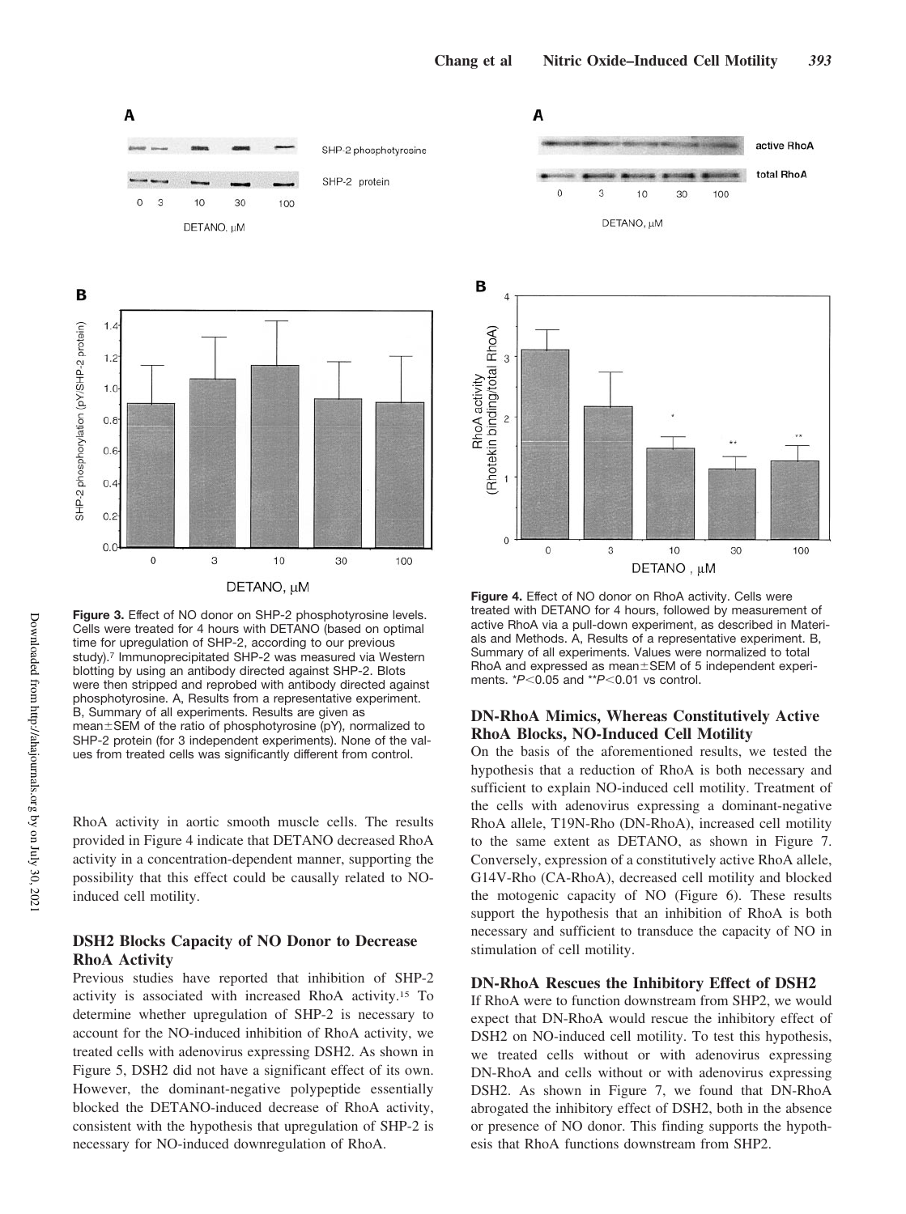Figure 3. Effect of NO donor on SHP-2 phosphotyrosine levels. Cells were treated for 4 hours with DETANO (based on optimal time for upregulation of SHP-2, according to our previous study).[7] Immunoprecipitated SHP-2 was measured via Western blotting by using an antibody directed against SHP-2. Blots were then stripped and reprobed with antibody directed against phosphotyrosine. A, Results from a representative experiment. B, Summary of all experiments. Results are given as mean±SEM of the ratio of phosphotyrosine (pY), normalized to SHP-2 protein (for 3 independent experiments). None of the values from treated cells was significantly different from control.

Figure 4. Effect of NO donor on RhoA activity. Cells were treated with DETANO for 4 hours, followed by measurement of active RhoA via a pull-down experiment, as described in Materials and Methods. A, Results of a representative experiment. B, Summary of all experiments. Values were normalized to total RhoA and expressed as mean±SEM of 5 independent experiments. $^{*}P<0.05$ and $^{**}P<0.01$ vs control.

RhoA activity in aortic smooth muscle cells. The results provided in Figure 4 indicate that DETANO decreased RhoA activity in a concentration-dependent manner, supporting the possibility that this effect could be causally related to NO-induced cell motility.

### DSH2 Blocks Capacity of NO Donor to Decrease RhoA Activity

Previous studies have reported that inhibition of SHP-2 activity is associated with increased RhoA activity.[15] To determine whether upregulation of SHP-2 is necessary to account for the NO-induced inhibition of RhoA activity, we treated cells with adenovirus expressing DSH2. As shown in Figure 5, DSH2 did not have a significant effect of its own. However, the dominant-negative polypeptide essentially blocked the DETANO-induced decrease of RhoA activity, consistent with the hypothesis that upregulation of SHP-2 is necessary for NO-induced downregulation of RhoA.

### DN-RhoA Mimics, Whereas Constitutively Active RhoA Blocks, NO-Induced Cell Motility

On the basis of the aforementioned results, we tested the hypothesis that a reduction of RhoA is both necessary and sufficient to explain NO-induced cell motility. Treatment of the cells with adenovirus expressing a dominant-negative RhoA allele, T19N-Rho (DN-RhoA), increased cell motility to the same extent as DETANO, as shown in Figure 7. Conversely, expression of a constitutively active RhoA allele, G14V-Rho (CA-RhoA), decreased cell motility and blocked the motogenic capacity of NO (Figure 6). These results support the hypothesis that an inhibition of RhoA is both necessary and sufficient to transduce the capacity of NO in stimulation of cell motility.

### DN-RhoA Rescues the Inhibitory Effect of DSH2

If RhoA were to function downstream from SHP2, we would expect that DN-RhoA would rescue the inhibitory effect of DSH2 on NO-induced cell motility. To test this hypothesis, we treated cells without or with adenovirus expressing DN-RhoA and cells without or with adenovirus expressing DSH2. As shown in Figure 7, we found that DN-RhoA abrogated the inhibitory effect of DSH2, both in the absence or presence of NO donor. This finding supports the hypothesis that RhoA functions downstream from SHP2.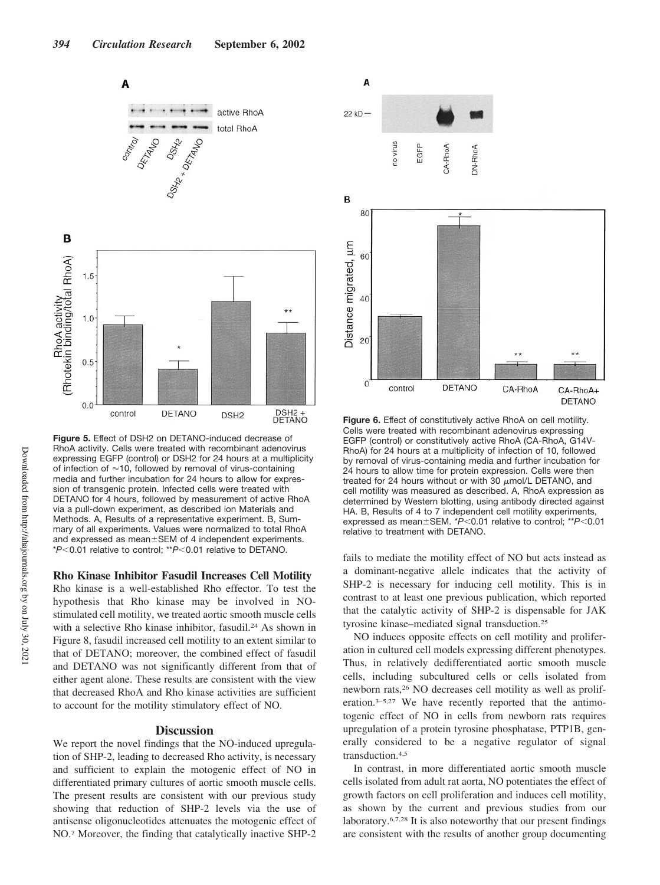**Figure 5.** Effect of DSH2 on DETANO-induced decrease of RhoA activity. Cells were treated with recombinant adenovirus expressing EGFP (control) or DSH2 for 24 hours at a multiplicity of infection of ≈10, followed by removal of virus-containing media and further incubation for 24 hours to allow for expression of transgenic protein. Infected cells were treated with DETANO for 4 hours, followed by measurement of active RhoA via a pull-down experiment, as described ion Materials and Methods. A, Results of a representative experiment. B, Summary of all experiments. Values were normalized to total RhoA and expressed as mean±SEM of 4 independent experiments. \*$P<0.01$ relative to control; \*\*$P<0.01$ relative to DETANO.

**Figure 6.** Effect of constitutively active RhoA on cell motility. Cells were treated with recombinant adenovirus expressing EGFP (control) or constitutively active RhoA (CA-RhoA, G14V-RhoA) for 24 hours at a multiplicity of infection of 10, followed by removal of virus-containing media and further incubation for 24 hours to allow time for protein expression. Cells were then treated for 24 hours without or with 30 μmol/L DETANO, and cell motility was measured as described. A, RhoA expression as determined by Western blotting, using antibody directed against HA. B, Results of 4 to 7 independent cell motility experiments, expressed as mean±SEM. \*$P<0.01$ relative to control; \*\*$P<0.01$ relative to treatment with DETANO.

### Rho Kinase Inhibitor Fasudil Increases Cell Motility

Rho kinase is a well-established Rho effector. To test the hypothesis that Rho kinase may be involved in NO-stimulated cell motility, we treated aortic smooth muscle cells with a selective Rho kinase inhibitor, fasudil.[24] As shown in Figure 8, fasudil increased cell motility to an extent similar to that of DETANO; moreover, the combined effect of fasudil and DETANO was not significantly different from that of either agent alone. These results are consistent with the view that decreased RhoA and Rho kinase activities are sufficient to account for the motility stimulatory effect of NO.

## Discussion

We report the novel findings that the NO-induced upregulation of SHP-2, leading to decreased Rho activity, is necessary and sufficient to explain the motogenic effect of NO in differentiated primary cultures of aortic smooth muscle cells. The present results are consistent with our previous study showing that reduction of SHP-2 levels via the use of antisense oligonucleotides attenuates the motogenic effect of NO.[7] Moreover, the finding that catalytically inactive SHP-2 fails to mediate the motility effect of NO but acts instead as a dominant-negative allele indicates that the activity of SHP-2 is necessary for inducing cell motility. This is in contrast to at least one previous publication, which reported that the catalytic activity of SHP-2 is dispensable for JAK tyrosine kinase–mediated signal transduction.[25]

NO induces opposite effects on cell motility and proliferation in cultured cell models expressing different phenotypes. Thus, in relatively dedifferentiated aortic smooth muscle cells, including subcultured cells or cells isolated from newborn rats,[26] NO decreases cell motility as well as proliferation.[3–5,27] We have recently reported that the antimotogenic effect of NO in cells from newborn rats requires upregulation of a protein tyrosine phosphatase, PTP1B, generally considered to be a negative regulator of signal transduction.[4,5]

In contrast, in more differentiated aortic smooth muscle cells isolated from adult rat aorta, NO potentiates the effect of growth factors on cell proliferation and induces cell motility, as shown by the current and previous studies from our laboratory.[6,7,28] It is also noteworthy that our present findings are consistent with the results of another group documenting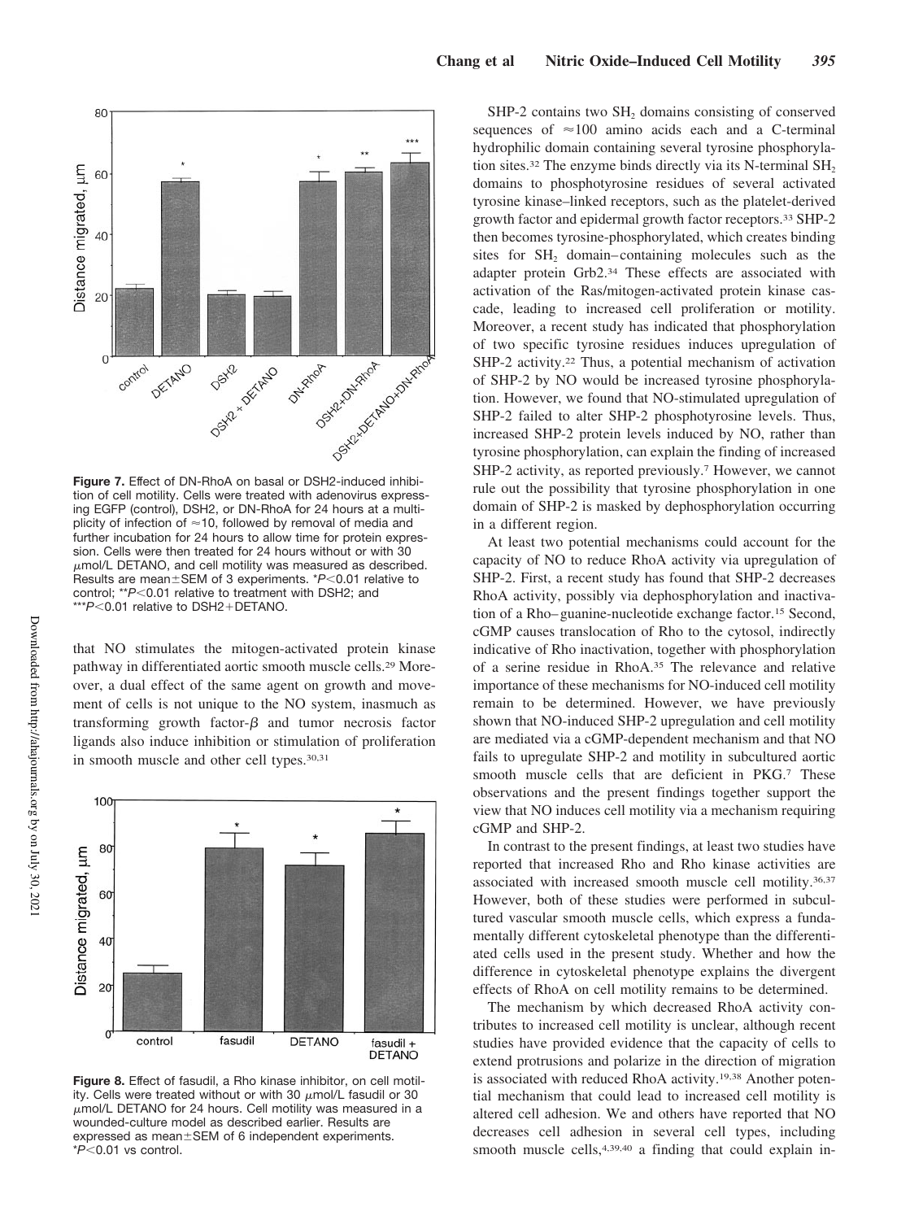**Figure 7.** Effect of DN-RhoA on basal or DSH2-induced inhibition of cell motility. Cells were treated with adenovirus expressing EGFP (control), DSH2, or DN-RhoA for 24 hours at a multiplicity of infection of ≈10, followed by removal of media and further incubation for 24 hours to allow time for protein expression. Cells were then treated for 24 hours without or with 30 μmol/L DETANO, and cell motility was measured as described. Results are mean±SEM of 3 experiments. *$P<0.01$ relative to control; **$P<0.01$ relative to treatment with DSH2; and ***$P<0.01$ relative to DSH2+DETANO.

that NO stimulates the mitogen-activated protein kinase pathway in differentiated aortic smooth muscle cells.[29] Moreover, a dual effect of the same agent on growth and movement of cells is not unique to the NO system, inasmuch as transforming growth factor-β and tumor necrosis factor ligands also induce inhibition or stimulation of proliferation in smooth muscle and other cell types.[30,31]

**Figure 8.** Effect of fasudil, a Rho kinase inhibitor, on cell motility. Cells were treated without or with 30 μmol/L fasudil or 30 μmol/L DETANO for 24 hours. Cell motility was measured in a wounded-culture model as described earlier. Results are expressed as mean±SEM of 6 independent experiments. *$P<0.01$ vs control.

SHP-2 contains two $SH_2$ domains consisting of conserved sequences of ≈100 amino acids each and a C-terminal hydrophilic domain containing several tyrosine phosphorylation sites.[32] The enzyme binds directly via its N-terminal $SH_2$ domains to phosphotyrosine residues of several activated tyrosine kinase–linked receptors, such as the platelet-derived growth factor and epidermal growth factor receptors.[33] SHP-2 then becomes tyrosine-phosphorylated, which creates binding sites for $SH_2$ domain–containing molecules such as the adapter protein Grb2.[34] These effects are associated with activation of the Ras/mitogen-activated protein kinase cascade, leading to increased cell proliferation or motility. Moreover, a recent study has indicated that phosphorylation of two specific tyrosine residues induces upregulation of SHP-2 activity.[22] Thus, a potential mechanism of activation of SHP-2 by NO would be increased tyrosine phosphorylation. However, we found that NO-stimulated upregulation of SHP-2 failed to alter SHP-2 phosphotyrosine levels. Thus, increased SHP-2 protein levels induced by NO, rather than tyrosine phosphorylation, can explain the finding of increased SHP-2 activity, as reported previously.[7] However, we cannot rule out the possibility that tyrosine phosphorylation in one domain of SHP-2 is masked by dephosphorylation occurring in a different region.

At least two potential mechanisms could account for the capacity of NO to reduce RhoA activity via upregulation of SHP-2. First, a recent study has found that SHP-2 decreases RhoA activity, possibly via dephosphorylation and inactivation of a Rho–guanine-nucleotide exchange factor.[15] Second, cGMP causes translocation of Rho to the cytosol, indirectly indicative of Rho inactivation, together with phosphorylation of a serine residue in RhoA.[35] The relevance and relative importance of these mechanisms for NO-induced cell motility remain to be determined. However, we have previously shown that NO-induced SHP-2 upregulation and cell motility are mediated via a cGMP-dependent mechanism and that NO fails to upregulate SHP-2 and motility in subcultured aortic smooth muscle cells that are deficient in PKG.[7] These observations and the present findings together support the view that NO induces cell motility via a mechanism requiring cGMP and SHP-2.

In contrast to the present findings, at least two studies have reported that increased Rho and Rho kinase activities are associated with increased smooth muscle cell motility.[36,37] However, both of these studies were performed in subcultured vascular smooth muscle cells, which express a fundamentally different cytoskeletal phenotype than the differentiated cells used in the present study. Whether and how the difference in cytoskeletal phenotype explains the divergent effects of RhoA on cell motility remains to be determined.

The mechanism by which decreased RhoA activity contributes to increased cell motility is unclear, although recent studies have provided evidence that the capacity of cells to extend protrusions and polarize in the direction of migration is associated with reduced RhoA activity.[19,38] Another potential mechanism that could lead to increased cell motility is altered cell adhesion. We and others have reported that NO decreases cell adhesion in several cell types, including smooth muscle cells,[4,39,40] a finding that could explain in-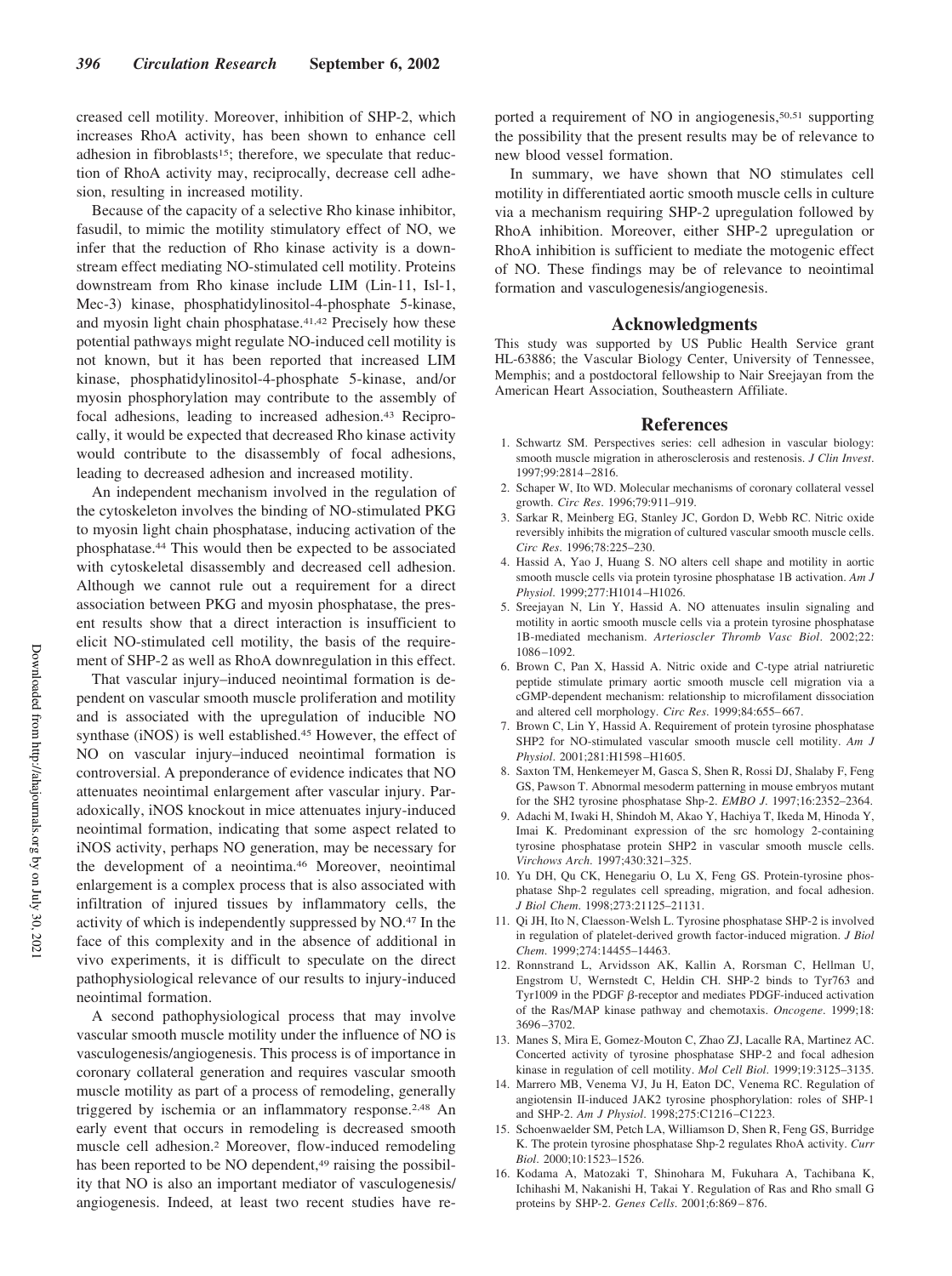creased cell motility. Moreover, inhibition of SHP-2, which increases RhoA activity, has been shown to enhance cell adhesion in fibroblasts[15]; therefore, we speculate that reduction of RhoA activity may, reciprocally, decrease cell adhesion, resulting in increased motility.

Because of the capacity of a selective Rho kinase inhibitor, fasudil, to mimic the motility stimulatory effect of NO, we infer that the reduction of Rho kinase activity is a downstream effect mediating NO-stimulated cell motility. Proteins downstream from Rho kinase include LIM (Lin-11, Isl-1, Mec-3) kinase, phosphatidylinositol-4-phosphate 5-kinase, and myosin light chain phosphatase.[41,42] Precisely how these potential pathways might regulate NO-induced cell motility is not known, but it has been reported that increased LIM kinase, phosphatidylinositol-4-phosphate 5-kinase, and/or myosin phosphorylation may contribute to the assembly of focal adhesions, leading to increased adhesion.[43] Reciprocally, it would be expected that decreased Rho kinase activity would contribute to the disassembly of focal adhesions, leading to decreased adhesion and increased motility.

An independent mechanism involved in the regulation of the cytoskeleton involves the binding of NO-stimulated PKG to myosin light chain phosphatase, inducing activation of the phosphatase.[44] This would then be expected to be associated with cytoskeletal disassembly and decreased cell adhesion. Although we cannot rule out a requirement for a direct association between PKG and myosin phosphatase, the present results show that a direct interaction is insufficient to elicit NO-stimulated cell motility, the basis of the requirement of SHP-2 as well as RhoA downregulation in this effect.

That vascular injury–induced neointimal formation is dependent on vascular smooth muscle proliferation and motility and is associated with the upregulation of inducible NO synthase (iNOS) is well established.[45] However, the effect of NO on vascular injury–induced neointimal formation is controversial. A preponderance of evidence indicates that NO attenuates neointimal enlargement after vascular injury. Paradoxically, iNOS knockout in mice attenuates injury-induced neointimal formation, indicating that some aspect related to iNOS activity, perhaps NO generation, may be necessary for the development of a neointima.[46] Moreover, neointimal enlargement is a complex process that is also associated with infiltration of injured tissues by inflammatory cells, the activity of which is independently suppressed by NO.[47] In the face of this complexity and in the absence of additional in vivo experiments, it is difficult to speculate on the direct pathophysiological relevance of our results to injury-induced neointimal formation.

A second pathophysiological process that may involve vascular smooth muscle motility under the influence of NO is vasculogenesis/angiogenesis. This process is of importance in coronary collateral generation and requires vascular smooth muscle motility as part of a process of remodeling, generally triggered by ischemia or an inflammatory response.[2,48] An early event that occurs in remodeling is decreased smooth muscle cell adhesion.[2] Moreover, flow-induced remodeling has been reported to be NO dependent,[49] raising the possibility that NO is also an important mediator of vasculogenesis/angiogenesis. Indeed, at least two recent studies have reported a requirement of NO in angiogenesis,[50,51] supporting the possibility that the present results may be of relevance to new blood vessel formation.

In summary, we have shown that NO stimulates cell motility in differentiated aortic smooth muscle cells in culture via a mechanism requiring SHP-2 upregulation followed by RhoA inhibition. Moreover, either SHP-2 upregulation or RhoA inhibition is sufficient to mediate the motogenic effect of NO. These findings may be of relevance to neointimal formation and vasculogenesis/angiogenesis.

## Acknowledgments

This study was supported by US Public Health Service grant HL-63886; the Vascular Biology Center, University of Tennessee, Memphis; and a postdoctoral fellowship to Nair Sreejayan from the American Heart Association, Southeastern Affiliate.

## References

1. Schwartz SM. Perspectives series: cell adhesion in vascular biology: smooth muscle migration in atherosclerosis and restenosis. *J Clin Invest*. 1997;99:2814–2816.
2. Schaper W, Ito WD. Molecular mechanisms of coronary collateral vessel growth. *Circ Res*. 1996;79:911–919.
3. Sarkar R, Meinberg EG, Stanley JC, Gordon D, Webb RC. Nitric oxide reversibly inhibits the migration of cultured vascular smooth muscle cells. *Circ Res*. 1996;78:225–230.
4. Hassid A, Yao J, Huang S. NO alters cell shape and motility in aortic smooth muscle cells via protein tyrosine phosphatase 1B activation. *Am J Physiol*. 1999;277:H1014–H1026.
5. Sreejayan N, Lin Y, Hassid A. NO attenuates insulin signaling and motility in aortic smooth muscle cells via a protein tyrosine phosphatase 1B-mediated mechanism. *Arterioscler Thromb Vasc Biol*. 2002;22:1086–1092.
6. Brown C, Pan X, Hassid A. Nitric oxide and C-type atrial natriuretic peptide stimulate primary aortic smooth muscle cell migration via a cGMP-dependent mechanism: relationship to microfilament dissociation and altered cell morphology. *Circ Res*. 1999;84:655–667.
7. Brown C, Lin Y, Hassid A. Requirement of protein tyrosine phosphatase SHP2 for NO-stimulated vascular smooth muscle cell motility. *Am J Physiol*. 2001;281:H1598–H1605.
8. Saxton TM, Henkemeyer M, Gasca S, Shen R, Rossi DJ, Shalaby F, Feng GS, Pawson T. Abnormal mesoderm patterning in mouse embryos mutant for the SH2 tyrosine phosphatase Shp-2. *EMBO J*. 1997;16:2352–2364.
9. Adachi M, Iwaki H, Shindoh M, Akao Y, Hachiya T, Ikeda M, Hinoda Y, Imai K. Predominant expression of the src homology 2-containing tyrosine phosphatase protein SHP2 in vascular smooth muscle cells. *Virchows Arch*. 1997;430:321–325.
10. Yu DH, Qu CK, Henegariu O, Lu X, Feng GS. Protein-tyrosine phosphatase Shp-2 regulates cell spreading, migration, and focal adhesion. *J Biol Chem*. 1998;273:21125–21131.
11. Qi JH, Ito N, Claesson-Welsh L. Tyrosine phosphatase SHP-2 is involved in regulation of platelet-derived growth factor-induced migration. *J Biol Chem*. 1999;274:14455–14463.
12. Ronnstrand L, Arvidsson AK, Kallin A, Rorsman C, Hellman U, Engstrom U, Wernstedt C, Heldin CH. SHP-2 binds to Tyr763 and Tyr1009 in the PDGF β-receptor and mediates PDGF-induced activation of the Ras/MAP kinase pathway and chemotaxis. *Oncogene*. 1999;18:3696–3702.
13. Manes S, Mira E, Gomez-Mouton C, Zhao ZJ, Lacalle RA, Martinez AC. Concerted activity of tyrosine phosphatase SHP-2 and focal adhesion kinase in regulation of cell motility. *Mol Cell Biol*. 1999;19:3125–3135.
14. Marrero MB, Venema VJ, Ju H, Eaton DC, Venema RC. Regulation of angiotensin II-induced JAK2 tyrosine phosphorylation: roles of SHP-1 and SHP-2. *Am J Physiol*. 1998;275:C1216–C1223.
15. Schoenwaelder SM, Petch LA, Williamson D, Shen R, Feng GS, Burridge K. The protein tyrosine phosphatase Shp-2 regulates RhoA activity. *Curr Biol*. 2000;10:1523–1526.
16. Kodama A, Matozaki T, Shinohara M, Fukuhara A, Tachibana K, Ichihashi M, Nakanishi H, Takai Y. Regulation of Ras and Rho small G proteins by SHP-2. *Genes Cells*. 2001;6:869–876.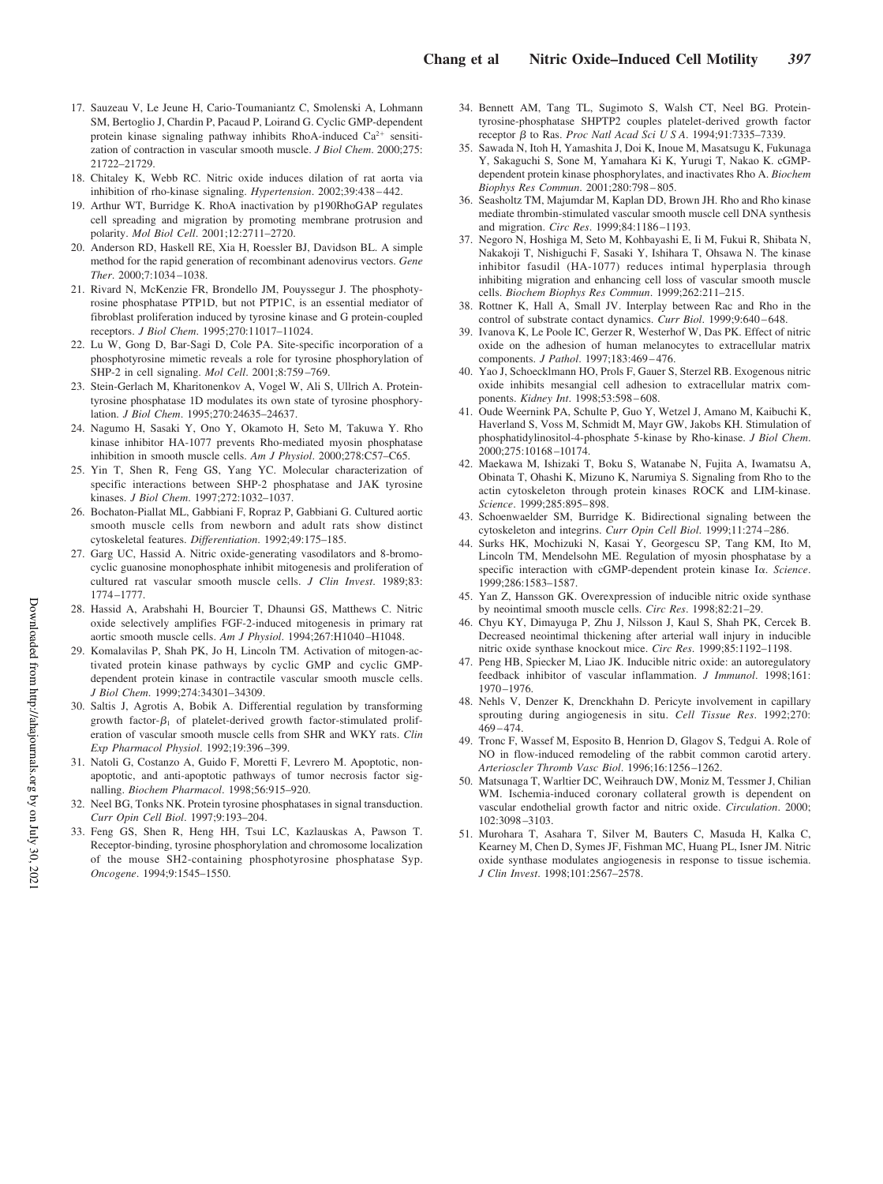17. Sauzeau V, Le Jeune H, Cario-Toumaniantz C, Smolenski A, Lohmann SM, Bertoglio J, Chardin P, Pacaud P, Loirand G. Cyclic GMP-dependent protein kinase signaling pathway inhibits RhoA-induced $Ca^{2+}$ sensitization of contraction in vascular smooth muscle. *J Biol Chem*. 2000;275:21722–21729.
18. Chitaley K, Webb RC. Nitric oxide induces dilation of rat aorta via inhibition of rho-kinase signaling. *Hypertension*. 2002;39:438–442.
19. Arthur WT, Burridge K. RhoA inactivation by p190RhoGAP regulates cell spreading and migration by promoting membrane protrusion and polarity. *Mol Biol Cell*. 2001;12:2711–2720.
20. Anderson RD, Haskell RE, Xia H, Roessler BJ, Davidson BL. A simple method for the rapid generation of recombinant adenovirus vectors. *Gene Ther*. 2000;7:1034–1038.
21. Rivard N, McKenzie FR, Brondello JM, Pouyssegur J. The phosphotyrosine phosphatase PTP1D, but not PTP1C, is an essential mediator of fibroblast proliferation induced by tyrosine kinase and G protein-coupled receptors. *J Biol Chem*. 1995;270:11017–11024.
22. Lu W, Gong D, Bar-Sagi D, Cole PA. Site-specific incorporation of a phosphotyrosine mimetic reveals a role for tyrosine phosphorylation of SHP-2 in cell signaling. *Mol Cell*. 2001;8:759–769.
23. Stein-Gerlach M, Kharitonenkov A, Vogel W, Ali S, Ullrich A. Protein-tyrosine phosphatase 1D modulates its own state of tyrosine phosphorylation. *J Biol Chem*. 1995;270:24635–24637.
24. Nagumo H, Sasaki Y, Ono Y, Okamoto H, Seto M, Takuwa Y. Rho kinase inhibitor HA-1077 prevents Rho-mediated myosin phosphatase inhibition in smooth muscle cells. *Am J Physiol*. 2000;278:C57–C65.
25. Yin T, Shen R, Feng GS, Yang YC. Molecular characterization of specific interactions between SHP-2 phosphatase and JAK tyrosine kinases. *J Biol Chem*. 1997;272:1032–1037.
26. Bochaton-Piallat ML, Gabbiani F, Ropraz P, Gabbiani G. Cultured aortic smooth muscle cells from newborn and adult rats show distinct cytoskeletal features. *Differentiation*. 1992;49:175–185.
27. Garg UC, Hassid A. Nitric oxide-generating vasodilators and 8-bromo-cyclic guanosine monophosphate inhibit mitogenesis and proliferation of cultured rat vascular smooth muscle cells. *J Clin Invest*. 1989;83:1774–1777.
28. Hassid A, Arabshahi H, Bourcier T, Dhaunsi GS, Matthews C. Nitric oxide selectively amplifies FGF-2-induced mitogenesis in primary rat aortic smooth muscle cells. *Am J Physiol*. 1994;267:H1040–H1048.
29. Komalavilas P, Shah PK, Jo H, Lincoln TM. Activation of mitogen-activated protein kinase pathways by cyclic GMP and cyclic GMP-dependent protein kinase in contractile vascular smooth muscle cells. *J Biol Chem*. 1999;274:34301–34309.
30. Saltis J, Agrotis A, Bobik A. Differential regulation by transforming growth factor-$\beta_1$ of platelet-derived growth factor-stimulated proliferation of vascular smooth muscle cells from SHR and WKY rats. *Clin Exp Pharmacol Physiol*. 1992;19:396–399.
31. Natoli G, Costanzo A, Guido F, Moretti F, Levrero M. Apoptotic, non-apoptotic, and anti-apoptotic pathways of tumor necrosis factor signalling. *Biochem Pharmacol*. 1998;56:915–920.
32. Neel BG, Tonks NK. Protein tyrosine phosphatases in signal transduction. *Curr Opin Cell Biol*. 1997;9:193–204.
33. Feng GS, Shen R, Heng HH, Tsui LC, Kazlauskas A, Pawson T. Receptor-binding, tyrosine phosphorylation and chromosome localization of the mouse SH2-containing phosphotyrosine phosphatase Syp. *Oncogene*. 1994;9:1545–1550.
34. Bennett AM, Tang TL, Sugimoto S, Walsh CT, Neel BG. Protein-tyrosine-phosphatase SHPTP2 couples platelet-derived growth factor receptor $\beta$ to Ras. *Proc Natl Acad Sci U S A*. 1994;91:7335–7339.
35. Sawada N, Itoh H, Yamashita J, Doi K, Inoue M, Masatsugu K, Fukunaga Y, Sakaguchi S, Sone M, Yamahara Ki K, Yurugi T, Nakao K. cGMP-dependent protein kinase phosphorylates, and inactivates Rho A. *Biochem Biophys Res Commun*. 2001;280:798–805.
36. Seasholtz TM, Majumdar M, Kaplan DD, Brown JH. Rho and Rho kinase mediate thrombin-stimulated vascular smooth muscle cell DNA synthesis and migration. *Circ Res*. 1999;84:1186–1193.
37. Negoro N, Hoshiga M, Seto M, Kohbayashi E, Ii M, Fukui R, Shibata N, Nakakoji T, Nishiguchi F, Sasaki Y, Ishihara T, Ohsawa N. The kinase inhibitor fasudil (HA-1077) reduces intimal hyperplasia through inhibiting migration and enhancing cell loss of vascular smooth muscle cells. *Biochem Biophys Res Commun*. 1999;262:211–215.
38. Rottner K, Hall A, Small JV. Interplay between Rac and Rho in the control of substrate contact dynamics. *Curr Biol*. 1999;9:640–648.
39. Ivanova K, Le Poole IC, Gerzer R, Westerhof W, Das PK. Effect of nitric oxide on the adhesion of human melanocytes to extracellular matrix components. *J Pathol*. 1997;183:469–476.
40. Yao J, Schoecklmann HO, Prols F, Gauer S, Sterzel RB. Exogenous nitric oxide inhibits mesangial cell adhesion to extracellular matrix components. *Kidney Int*. 1998;53:598–608.
41. Oude Weernink PA, Schulte P, Guo Y, Wetzel J, Amano M, Kaibuchi K, Haverland S, Voss M, Schmidt M, Mayr GW, Jakobs KH. Stimulation of phosphatidylinositol-4-phosphate 5-kinase by Rho-kinase. *J Biol Chem*. 2000;275:10168–10174.
42. Maekawa M, Ishizaki T, Boku S, Watanabe N, Fujita A, Iwamatsu A, Obinata T, Ohashi K, Mizuno K, Narumiya S. Signaling from Rho to the actin cytoskeleton through protein kinases ROCK and LIM-kinase. *Science*. 1999;285:895–898.
43. Schoenwaelder SM, Burridge K. Bidirectional signaling between the cytoskeleton and integrins. *Curr Opin Cell Biol*. 1999;11:274–286.
44. Surks HK, Mochizuki N, Kasai Y, Georgescu SP, Tang KM, Ito M, Lincoln TM, Mendelsohn ME. Regulation of myosin phosphatase by a specific interaction with cGMP-dependent protein kinase I$\alpha$. *Science*. 1999;286:1583–1587.
45. Yan Z, Hansson GK. Overexpression of inducible nitric oxide synthase by neointimal smooth muscle cells. *Circ Res*. 1998;82:21–29.
46. Chyu KY, Dimayuga P, Zhu J, Nilsson J, Kaul S, Shah PK, Cercek B. Decreased neointimal thickening after arterial wall injury in inducible nitric oxide synthase knockout mice. *Circ Res*. 1999;85:1192–1198.
47. Peng HB, Spiecker M, Liao JK. Inducible nitric oxide: an autoregulatory feedback inhibitor of vascular inflammation. *J Immunol*. 1998;161:1970–1976.
48. Nehls V, Denzer K, Drenckhahn D. Pericyte involvement in capillary sprouting during angiogenesis in situ. *Cell Tissue Res*. 1992;270:469–474.
49. Tronc F, Wassef M, Esposito B, Henrion D, Glagov S, Tedgui A. Role of NO in flow-induced remodeling of the rabbit common carotid artery. *Arterioscler Thromb Vasc Biol*. 1996;16:1256–1262.
50. Matsunaga T, Warltier DC, Weihrauch DW, Moniz M, Tessmer J, Chilian WM. Ischemia-induced coronary collateral growth is dependent on vascular endothelial growth factor and nitric oxide. *Circulation*. 2000;102:3098–3103.
51. Murohara T, Asahara T, Silver M, Bauters C, Masuda H, Kalka C, Kearney M, Chen D, Symes JF, Fishman MC, Huang PL, Isner JM. Nitric oxide synthase modulates angiogenesis in response to tissue ischemia. *J Clin Invest*. 1998;101:2567–2578.